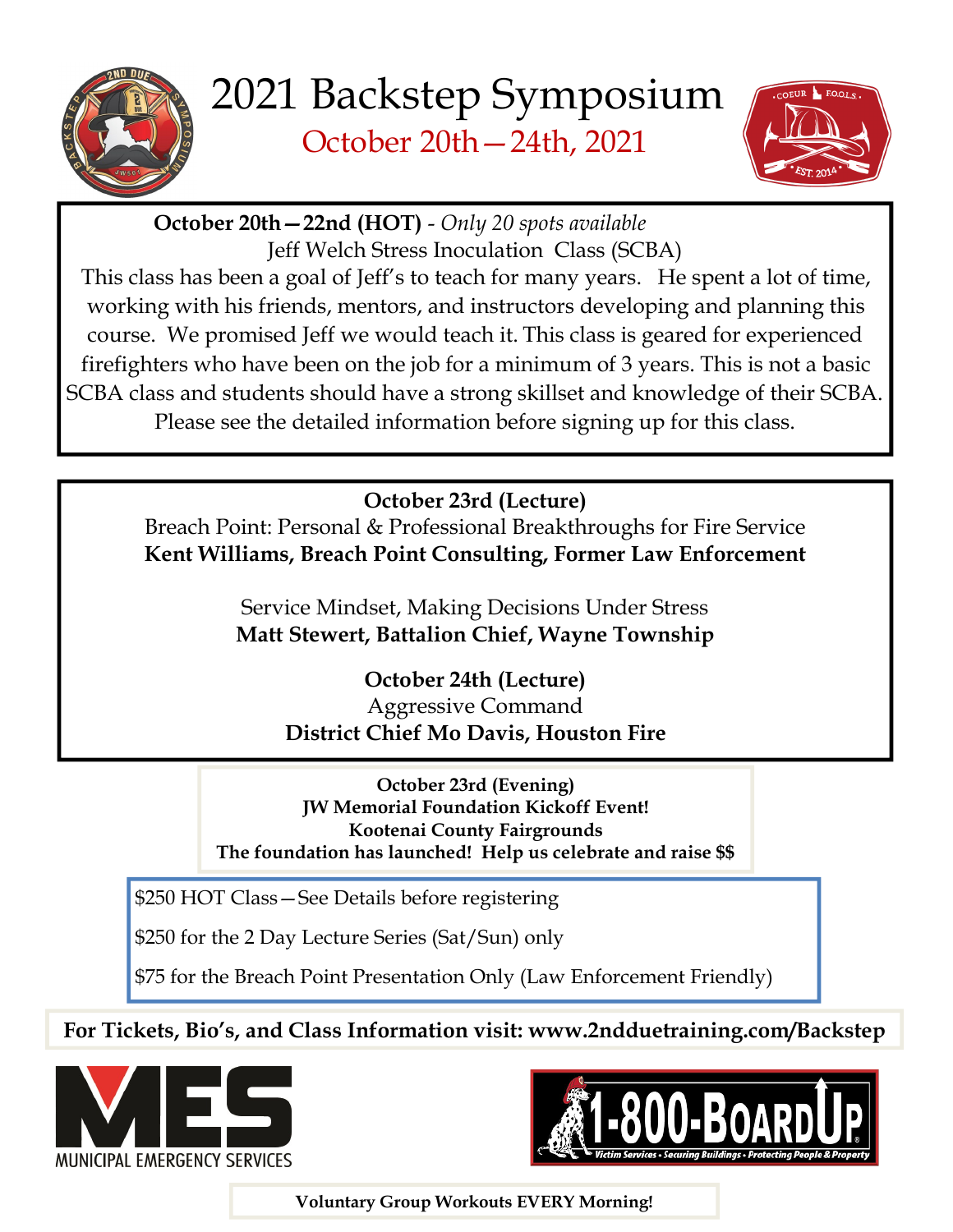# 2021 Backstep Symposium

## October 20th—24th, 2021

**October 20th—22nd (HOT)** - *Only 20 spots available*

Jeff Welch Stress Inoculation Class (SCBA)

This class has been a goal of Jeff's to teach for many years. He spent a lot of time, working with his friends, mentors, and instructors developing and planning this course. We promised Jeff we would teach it. This class is geared for experienced firefighters who have been on the job for a minimum of 3 years. This is not a basic SCBA class and students should have a strong skillset and knowledge of their SCBA. Please see the detailed information before signing up for this class.

**October 23rd (Lecture)**

Breach Point: Personal & Professional Breakthroughs for Fire Service

**Kent Williams, Breach Point Consulting, Former Law Enforcement**

Service Mindset, Making Decisions Under Stress

**Matt Stewert, Battalion Chief, Wayne Township**

**October 24th (Lecture)**

Aggressive Command

**District Chief Mo Davis, Houston Fire**

**October 23rd (Evening)**
**JW Memorial Foundation Kickoff Event!**
**Kootenai County Fairgrounds**
**The foundation has launched! Help us celebrate and raise $$**

$250 HOT Class—See Details before registering

$250 for the 2 Day Lecture Series (Sat/Sun) only

$75 for the Breach Point Presentation Only (Law Enforcement Friendly)

**For Tickets, Bio's, and Class Information visit: www.2nddueTraining.com/Backstep**

MES MUNICIPAL EMERGENCY SERVICES

1-800-BoardUp — Victim Services • Securing Buildings • Protecting People & Property

**Voluntary Group Workouts EVERY Morning!**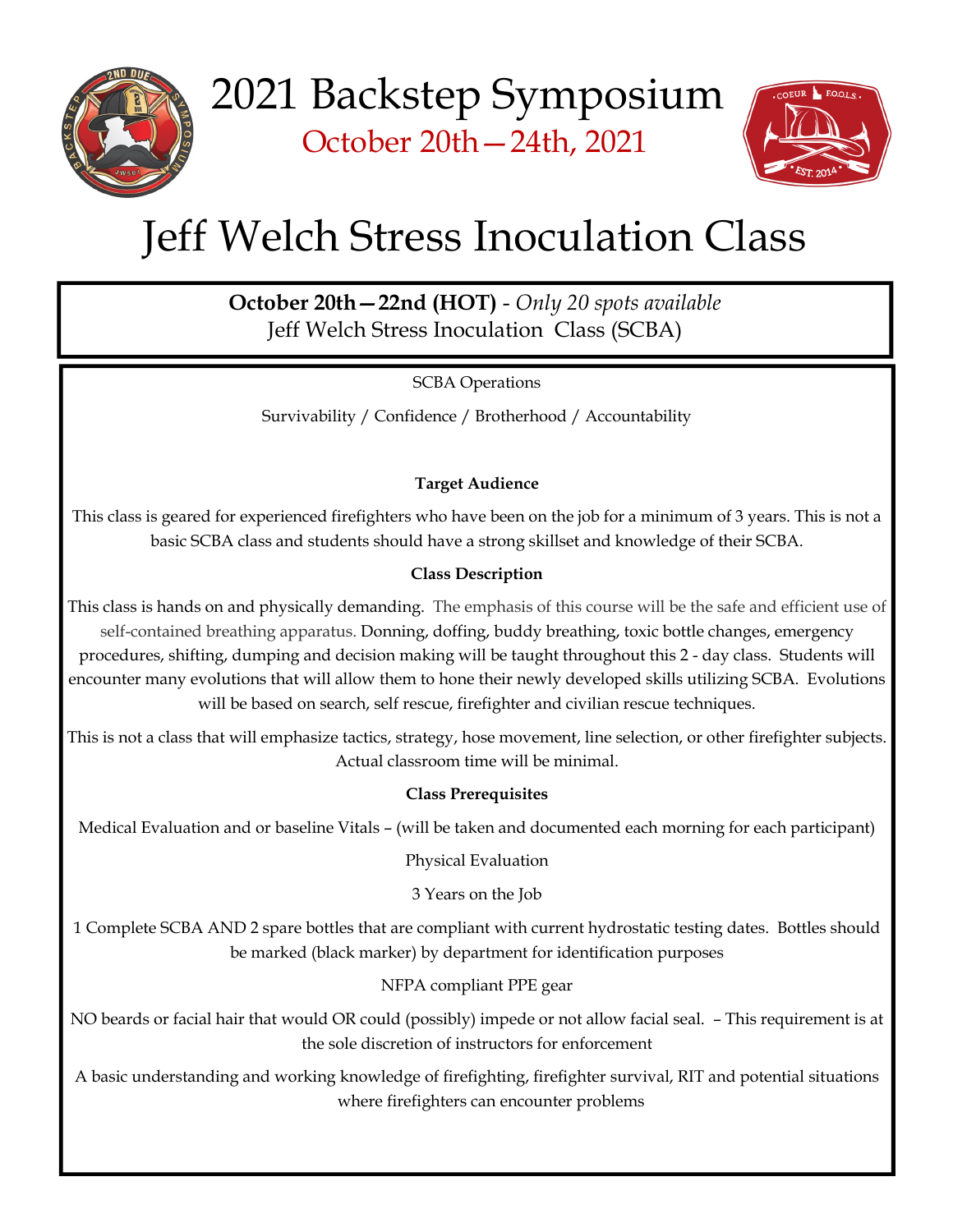# 2021 Backstep Symposium

October 20th—24th, 2021

# Jeff Welch Stress Inoculation Class

**October 20th—22nd (HOT)** - *Only 20 spots available*
Jeff Welch Stress Inoculation Class (SCBA)

SCBA Operations

Survivability / Confidence / Brotherhood / Accountability

**Target Audience**

This class is geared for experienced firefighters who have been on the job for a minimum of 3 years. This is not a basic SCBA class and students should have a strong skillset and knowledge of their SCBA.

**Class Description**

This class is hands on and physically demanding. The emphasis of this course will be the safe and efficient use of self-contained breathing apparatus. Donning, doffing, buddy breathing, toxic bottle changes, emergency procedures, shifting, dumping and decision making will be taught throughout this 2 - day class. Students will encounter many evolutions that will allow them to hone their newly developed skills utilizing SCBA. Evolutions will be based on search, self rescue, firefighter and civilian rescue techniques.

This is not a class that will emphasize tactics, strategy, hose movement, line selection, or other firefighter subjects. Actual classroom time will be minimal.

**Class Prerequisites**

Medical Evaluation and or baseline Vitals – (will be taken and documented each morning for each participant)

Physical Evaluation

3 Years on the Job

1 Complete SCBA AND 2 spare bottles that are compliant with current hydrostatic testing dates. Bottles should be marked (black marker) by department for identification purposes

NFPA compliant PPE gear

NO beards or facial hair that would OR could (possibly) impede or not allow facial seal. – This requirement is at the sole discretion of instructors for enforcement

A basic understanding and working knowledge of firefighting, firefighter survival, RIT and potential situations where firefighters can encounter problems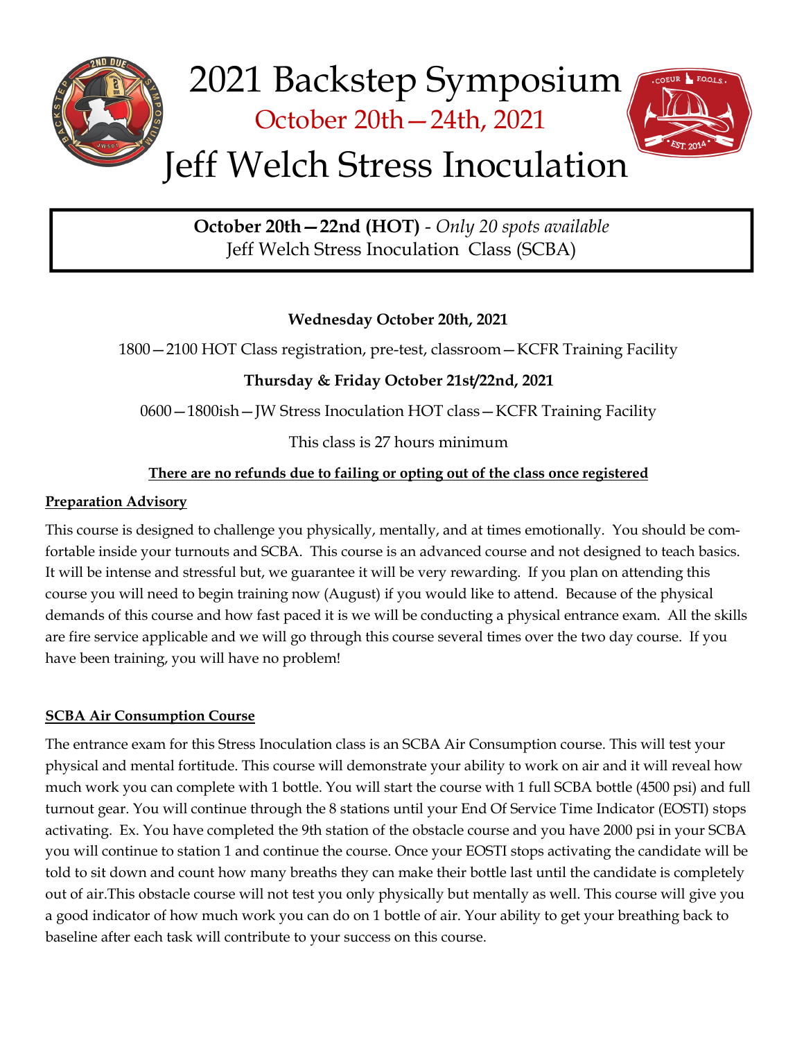# 2021 Backstep Symposium

## October 20th—24th, 2021

# Jeff Welch Stress Inoculation

**October 20th—22nd (HOT)** - *Only 20 spots available*
Jeff Welch Stress Inoculation Class (SCBA)

**Wednesday October 20th, 2021**

1800—2100 HOT Class registration, pre-test, classroom—KCFR Training Facility

**Thursday & Friday October 21st/22nd, 2021**

0600—1800ish—JW Stress Inoculation HOT class—KCFR Training Facility

This class is 27 hours minimum

**<u>There are no refunds due to failing or opting out of the class once registered</u>**

### <u>Preparation Advisory</u>

This course is designed to challenge you physically, mentally, and at times emotionally. You should be comfortable inside your turnouts and SCBA. This course is an advanced course and not designed to teach basics. It will be intense and stressful but, we guarantee it will be very rewarding. If you plan on attending this course you will need to begin training now (August) if you would like to attend. Because of the physical demands of this course and how fast paced it is we will be conducting a physical entrance exam. All the skills are fire service applicable and we will go through this course several times over the two day course. If you have been training, you will have no problem!

### <u>SCBA Air Consumption Course</u>

The entrance exam for this Stress Inoculation class is an SCBA Air Consumption course. This will test your physical and mental fortitude. This course will demonstrate your ability to work on air and it will reveal how much work you can complete with 1 bottle. You will start the course with 1 full SCBA bottle (4500 psi) and full turnout gear. You will continue through the 8 stations until your End Of Service Time Indicator (EOSTI) stops activating. Ex. You have completed the 9th station of the obstacle course and you have 2000 psi in your SCBA you will continue to station 1 and continue the course. Once your EOSTI stops activating the candidate will be told to sit down and count how many breaths they can make their bottle last until the candidate is completely out of air.This obstacle course will not test you only physically but mentally as well. This course will give you a good indicator of how much work you can do on 1 bottle of air. Your ability to get your breathing back to baseline after each task will contribute to your success on this course.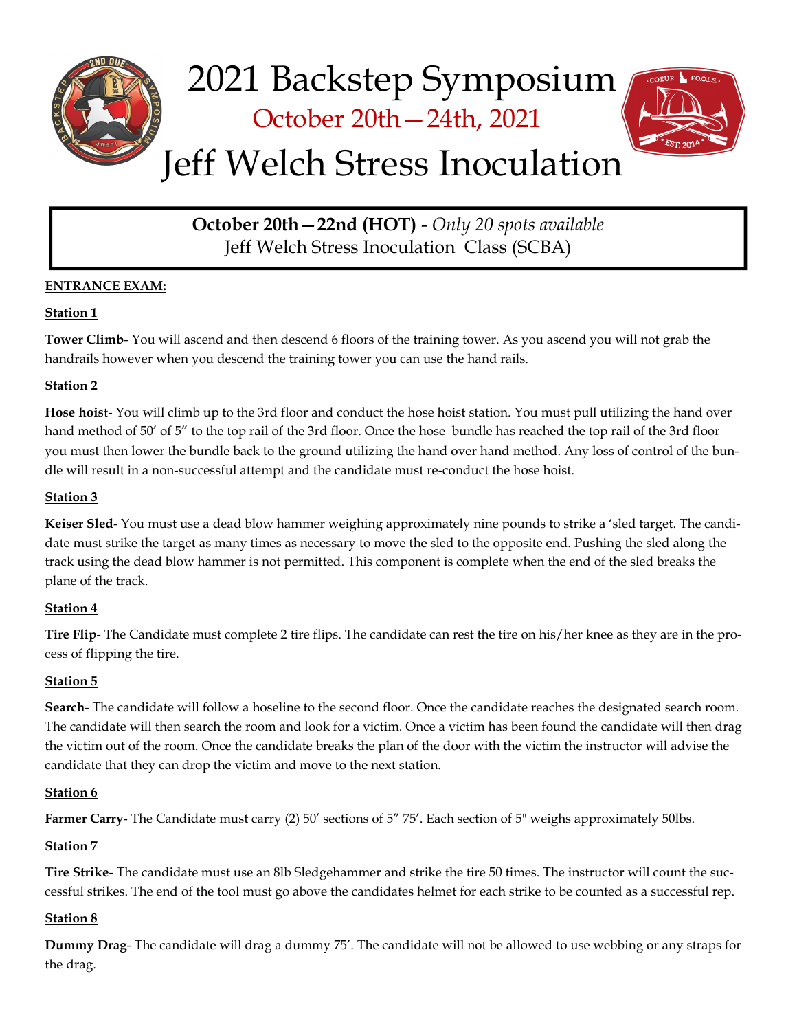# 2021 Backstep Symposium

October 20th—24th, 2021

# Jeff Welch Stress Inoculation

**October 20th—22nd (HOT)** - *Only 20 spots available*
Jeff Welch Stress Inoculation Class (SCBA)

**ENTRANCE EXAM:**

**Station 1**

**Tower Climb**- You will ascend and then descend 6 floors of the training tower. As you ascend you will not grab the handrails however when you descend the training tower you can use the hand rails.

**Station 2**

**Hose hois**t- You will climb up to the 3rd floor and conduct the hose hoist station. You must pull utilizing the hand over hand method of 50' of 5" to the top rail of the 3rd floor. Once the hose bundle has reached the top rail of the 3rd floor you must then lower the bundle back to the ground utilizing the hand over hand method. Any loss of control of the bundle will result in a non-successful attempt and the candidate must re-conduct the hose hoist.

**Station 3**

**Keiser Sled**- You must use a dead blow hammer weighing approximately nine pounds to strike a 'sled target. The candidate must strike the target as many times as necessary to move the sled to the opposite end. Pushing the sled along the track using the dead blow hammer is not permitted. This component is complete when the end of the sled breaks the plane of the track.

**Station 4**

**Tire Flip**- The Candidate must complete 2 tire flips. The candidate can rest the tire on his/her knee as they are in the process of flipping the tire.

**Station 5**

**Search**- The candidate will follow a hoseline to the second floor. Once the candidate reaches the designated search room. The candidate will then search the room and look for a victim. Once a victim has been found the candidate will then drag the victim out of the room. Once the candidate breaks the plan of the door with the victim the instructor will advise the candidate that they can drop the victim and move to the next station.

**Station 6**

**Farmer Carry**- The Candidate must carry (2) 50' sections of 5" 75'. Each section of 5" weighs approximately 50lbs.

**Station 7**

**Tire Strike**- The candidate must use an 8lb Sledgehammer and strike the tire 50 times. The instructor will count the successful strikes. The end of the tool must go above the candidates helmet for each strike to be counted as a successful rep.

**Station 8**

**Dummy Drag**- The candidate will drag a dummy 75'. The candidate will not be allowed to use webbing or any straps for the drag.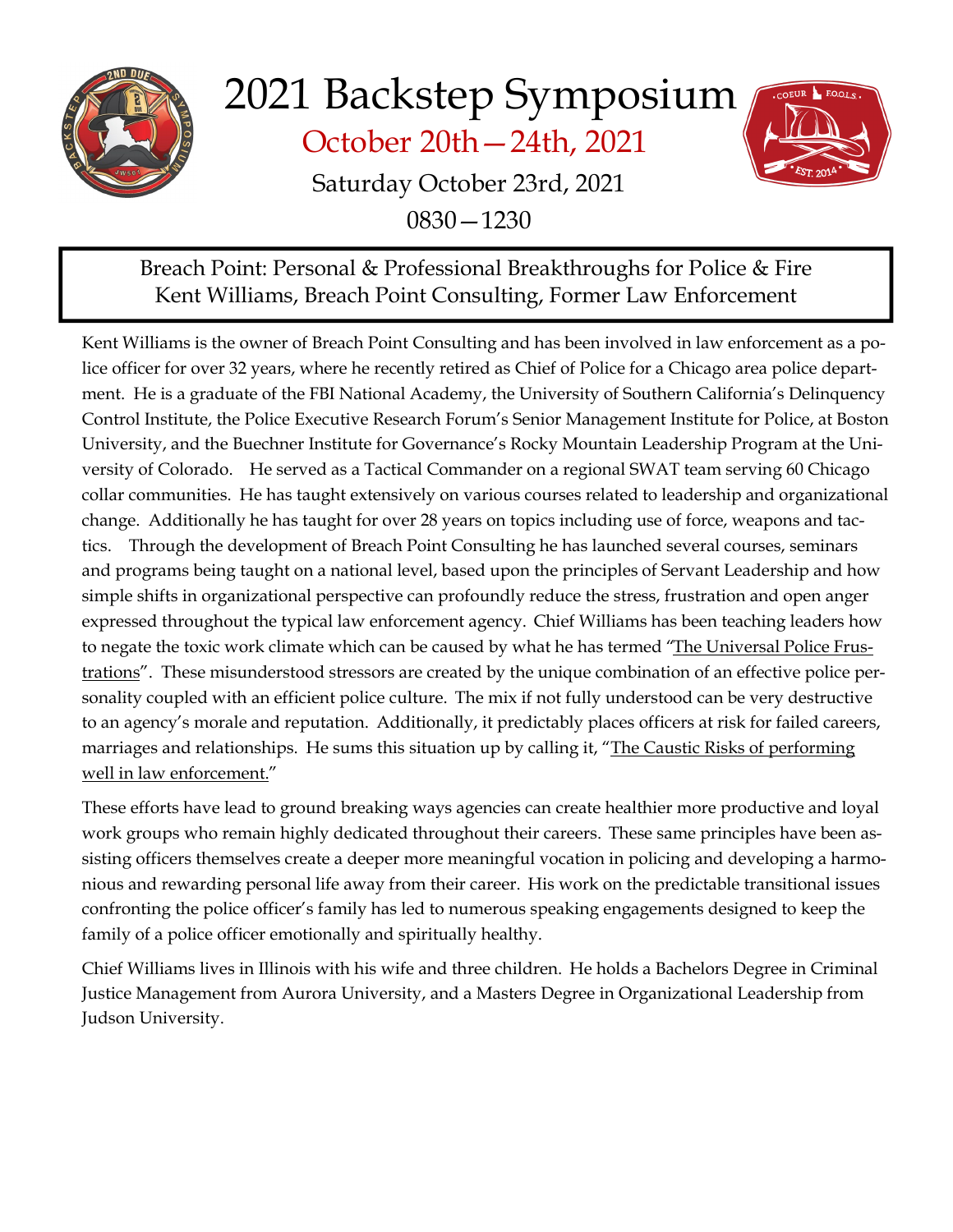# 2021 Backstep Symposium

## October 20th—24th, 2021

### Saturday October 23rd, 2021

### 0830—1230

**Breach Point: Personal & Professional Breakthroughs for Police & Fire**
**Kent Williams, Breach Point Consulting, Former Law Enforcement**

Kent Williams is the owner of Breach Point Consulting and has been involved in law enforcement as a police officer for over 32 years, where he recently retired as Chief of Police for a Chicago area police department. He is a graduate of the FBI National Academy, the University of Southern California's Delinquency Control Institute, the Police Executive Research Forum's Senior Management Institute for Police, at Boston University, and the Buechner Institute for Governance's Rocky Mountain Leadership Program at the University of Colorado. He served as a Tactical Commander on a regional SWAT team serving 60 Chicago collar communities. He has taught extensively on various courses related to leadership and organizational change. Additionally he has taught for over 28 years on topics including use of force, weapons and tactics. Through the development of Breach Point Consulting he has launched several courses, seminars and programs being taught on a national level, based upon the principles of Servant Leadership and how simple shifts in organizational perspective can profoundly reduce the stress, frustration and open anger expressed throughout the typical law enforcement agency. Chief Williams has been teaching leaders how to negate the toxic work climate which can be caused by what he has termed "The Universal Police Frustrations". These misunderstood stressors are created by the unique combination of an effective police personality coupled with an efficient police culture. The mix if not fully understood can be very destructive to an agency's morale and reputation. Additionally, it predictably places officers at risk for failed careers, marriages and relationships. He sums this situation up by calling it, "The Caustic Risks of performing well in law enforcement."

These efforts have lead to ground breaking ways agencies can create healthier more productive and loyal work groups who remain highly dedicated throughout their careers. These same principles have been assisting officers themselves create a deeper more meaningful vocation in policing and developing a harmonious and rewarding personal life away from their career. His work on the predictable transitional issues confronting the police officer's family has led to numerous speaking engagements designed to keep the family of a police officer emotionally and spiritually healthy.

Chief Williams lives in Illinois with his wife and three children. He holds a Bachelors Degree in Criminal Justice Management from Aurora University, and a Masters Degree in Organizational Leadership from Judson University.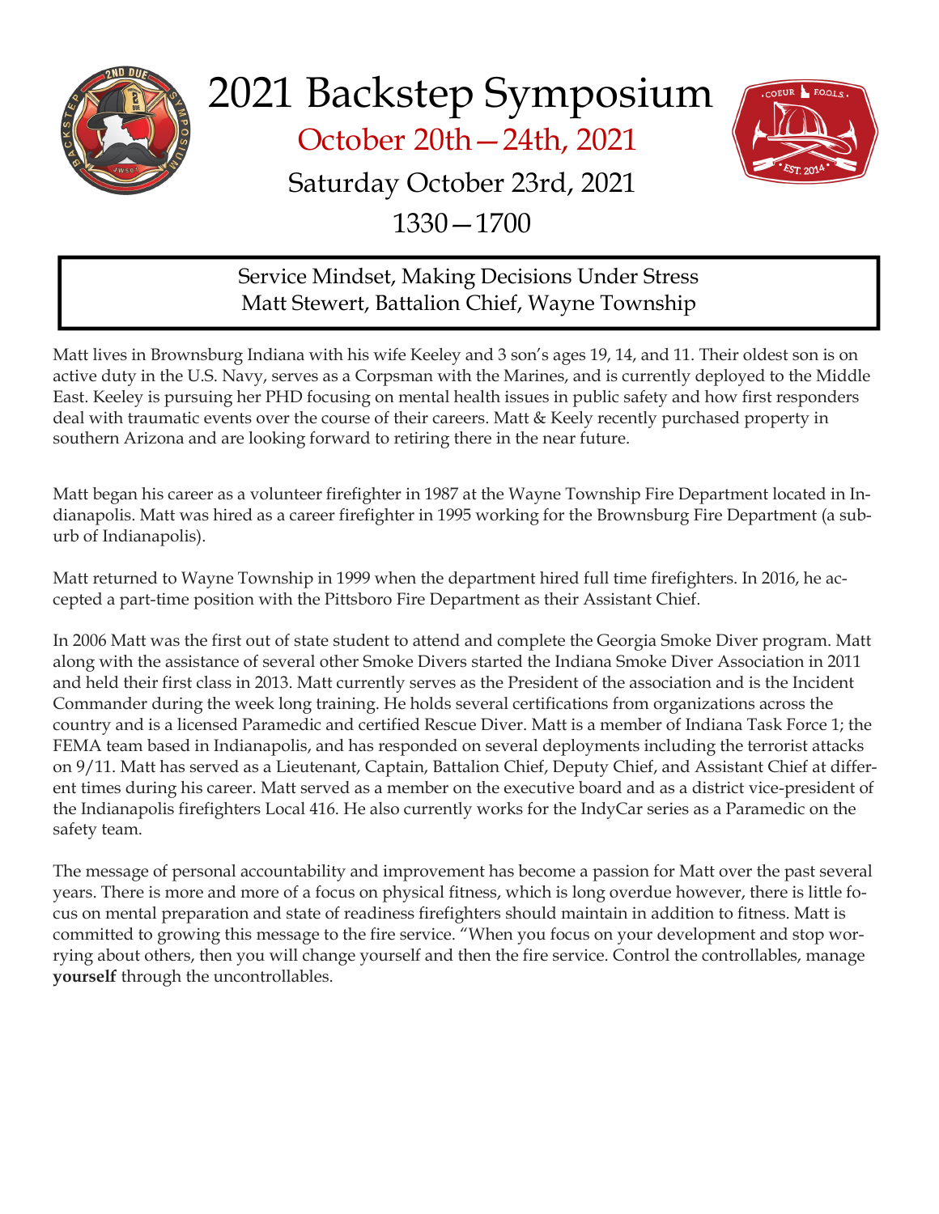# 2021 Backstep Symposium

## October 20th—24th, 2021

## Saturday October 23rd, 2021

## 1330—1700

**Service Mindset, Making Decisions Under Stress**
**Matt Stewert, Battalion Chief, Wayne Township**

Matt lives in Brownsburg Indiana with his wife Keeley and 3 son's ages 19, 14, and 11. Their oldest son is on active duty in the U.S. Navy, serves as a Corpsman with the Marines, and is currently deployed to the Middle East. Keeley is pursuing her PHD focusing on mental health issues in public safety and how first responders deal with traumatic events over the course of their careers. Matt & Keely recently purchased property in southern Arizona and are looking forward to retiring there in the near future.

Matt began his career as a volunteer firefighter in 1987 at the Wayne Township Fire Department located in Indianapolis. Matt was hired as a career firefighter in 1995 working for the Brownsburg Fire Department (a suburb of Indianapolis).

Matt returned to Wayne Township in 1999 when the department hired full time firefighters. In 2016, he accepted a part-time position with the Pittsboro Fire Department as their Assistant Chief.

In 2006 Matt was the first out of state student to attend and complete the Georgia Smoke Diver program. Matt along with the assistance of several other Smoke Divers started the Indiana Smoke Diver Association in 2011 and held their first class in 2013. Matt currently serves as the President of the association and is the Incident Commander during the week long training. He holds several certifications from organizations across the country and is a licensed Paramedic and certified Rescue Diver. Matt is a member of Indiana Task Force 1; the FEMA team based in Indianapolis, and has responded on several deployments including the terrorist attacks on 9/11. Matt has served as a Lieutenant, Captain, Battalion Chief, Deputy Chief, and Assistant Chief at different times during his career. Matt served as a member on the executive board and as a district vice-president of the Indianapolis firefighters Local 416. He also currently works for the IndyCar series as a Paramedic on the safety team.

The message of personal accountability and improvement has become a passion for Matt over the past several years. There is more and more of a focus on physical fitness, which is long overdue however, there is little focus on mental preparation and state of readiness firefighters should maintain in addition to fitness. Matt is committed to growing this message to the fire service. "When you focus on your development and stop worrying about others, then you will change yourself and then the fire service. Control the controllables, manage **yourself** through the uncontrollables.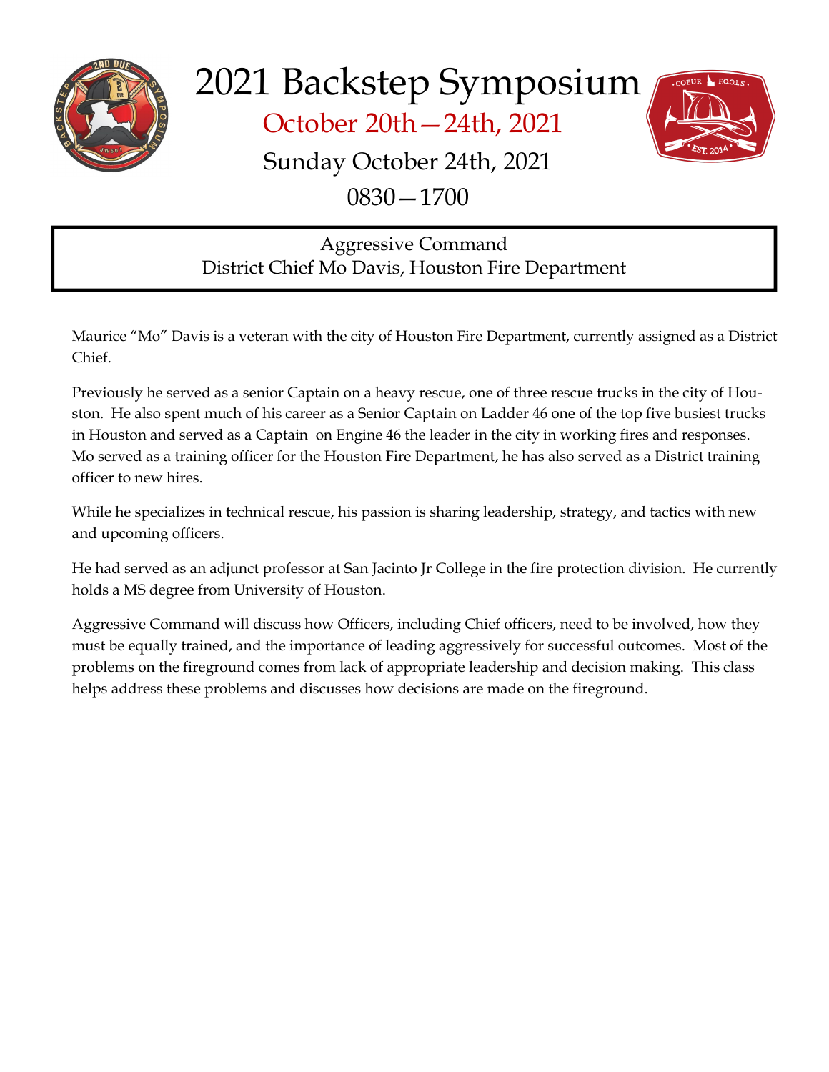# 2021 Backstep Symposium

## October 20th—24th, 2021

## Sunday October 24th, 2021

## 0830—1700

**Aggressive Command**
**District Chief Mo Davis, Houston Fire Department**

Maurice "Mo" Davis is a veteran with the city of Houston Fire Department, currently assigned as a District Chief.

Previously he served as a senior Captain on a heavy rescue, one of three rescue trucks in the city of Houston. He also spent much of his career as a Senior Captain on Ladder 46 one of the top five busiest trucks in Houston and served as a Captain on Engine 46 the leader in the city in working fires and responses. Mo served as a training officer for the Houston Fire Department, he has also served as a District training officer to new hires.

While he specializes in technical rescue, his passion is sharing leadership, strategy, and tactics with new and upcoming officers.

He had served as an adjunct professor at San Jacinto Jr College in the fire protection division. He currently holds a MS degree from University of Houston.

Aggressive Command will discuss how Officers, including Chief officers, need to be involved, how they must be equally trained, and the importance of leading aggressively for successful outcomes. Most of the problems on the fireground comes from lack of appropriate leadership and decision making. This class helps address these problems and discusses how decisions are made on the fireground.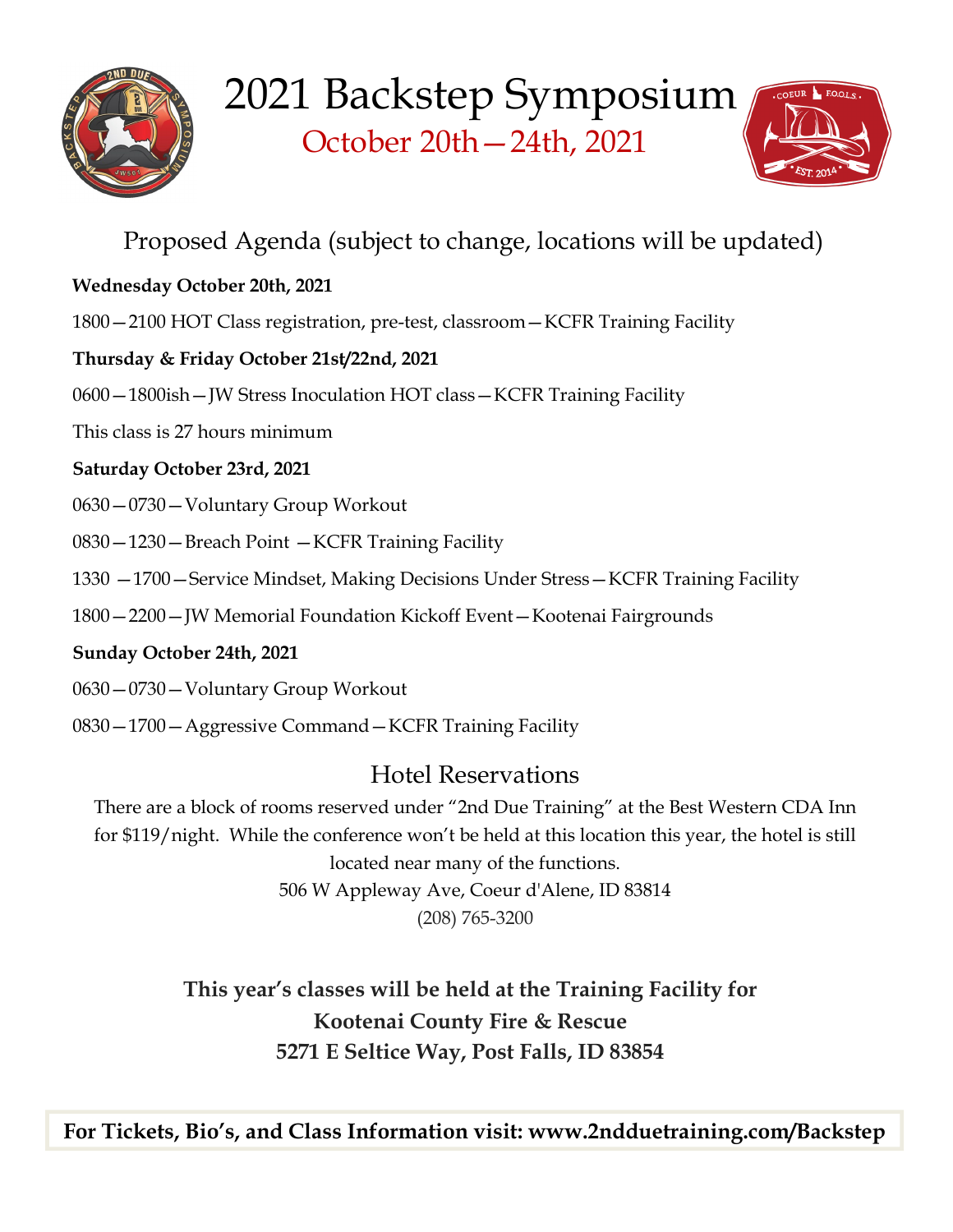# 2021 Backstep Symposium

## October 20th—24th, 2021

### Proposed Agenda (subject to change, locations will be updated)

**Wednesday October 20th, 2021**

1800—2100 HOT Class registration, pre-test, classroom—KCFR Training Facility

**Thursday & Friday October 21st/22nd, 2021**

0600—1800ish—JW Stress Inoculation HOT class—KCFR Training Facility

This class is 27 hours minimum

**Saturday October 23rd, 2021**

0630—0730—Voluntary Group Workout

0830—1230—Breach Point —KCFR Training Facility

1330 —1700—Service Mindset, Making Decisions Under Stress—KCFR Training Facility

1800—2200—JW Memorial Foundation Kickoff Event—Kootenai Fairgrounds

**Sunday October 24th, 2021**

0630—0730—Voluntary Group Workout

0830—1700—Aggressive Command—KCFR Training Facility

### Hotel Reservations

There are a block of rooms reserved under "2nd Due Training" at the Best Western CDA Inn for $119/night. While the conference won't be held at this location this year, the hotel is still located near many of the functions.

506 W Appleway Ave, Coeur d'Alene, ID 83814

(208) 765-3200

**This year's classes will be held at the Training Facility for Kootenai County Fire & Rescue**
**5271 E Seltice Way, Post Falls, ID 83854**

**For Tickets, Bio's, and Class Information visit: www.2ndduetraining.com/Backstep**